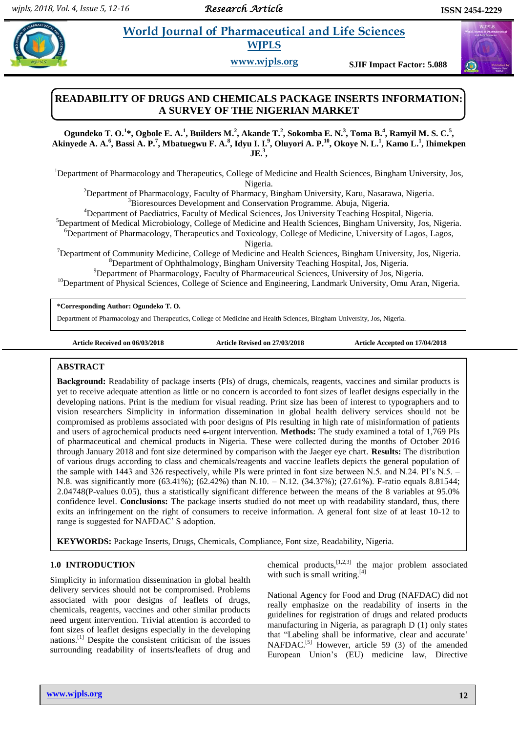# READABILITY OF DRUGS AND CHEMICALS PACKAGE INSERTS INFORMATION: A SURVEY OF THE NIGERIAN MARKET

**Ogundeko T. O.[1]\*, Ogbole E. A.[1], Builders M.[2], Akande T.[2], Sokomba E. N.[3], Toma B.[4], Ramyil M. S. C.[5], Akinyede A. A.[6], Bassi A. P.[7], Mbatuegwu F. A.[8], Idyu I. I.[9], Oluyori A. P.[10], Okoye N. L.[1], Kamo L.[1], Ihimekpen JE.[3],**

[1]Department of Pharmacology and Therapeutics, College of Medicine and Health Sciences, Bingham University, Jos, Nigeria.
[2]Department of Pharmacology, Faculty of Pharmacy, Bingham University, Karu, Nasarawa, Nigeria.
[3]Bioresources Development and Conservation Programme. Abuja, Nigeria.
[4]Department of Paediatrics, Faculty of Medical Sciences, Jos University Teaching Hospital, Nigeria.
[5]Department of Medical Microbiology, College of Medicine and Health Sciences, Bingham University, Jos, Nigeria.
[6]Department of Pharmacology, Therapeutics and Toxicology, College of Medicine, University of Lagos, Lagos, Nigeria.
[7]Department of Community Medicine, College of Medicine and Health Sciences, Bingham University, Jos, Nigeria.
[8]Department of Ophthalmology, Bingham University Teaching Hospital, Jos, Nigeria.
[9]Department of Pharmacology, Faculty of Pharmaceutical Sciences, University of Jos, Nigeria.
[10]Department of Physical Sciences, College of Science and Engineering, Landmark University, Omu Aran, Nigeria.

**\*Corresponding Author: Ogundeko T. O.**
Department of Pharmacology and Therapeutics, College of Medicine and Health Sciences, Bingham University, Jos, Nigeria.

**Article Received on 06/03/2018** **Article Revised on 27/03/2018** **Article Accepted on 17/04/2018**

## ABSTRACT

**Background:** Readability of package inserts (PIs) of drugs, chemicals, reagents, vaccines and similar products is yet to receive adequate attention as little or no concern is accorded to font sizes of leaflet designs especially in the developing nations. Print is the medium for visual reading. Print size has been of interest to typographers and to vision researchers Simplicity in information dissemination in global health delivery services should not be compromised as problems associated with poor designs of PIs resulting in high rate of misinformation of patients and users of agrochemical products need s urgent intervention. **Methods:** The study examined a total of 1,769 PIs of pharmaceutical and chemical products in Nigeria. These were collected during the months of October 2016 through January 2018 and font size determined by comparison with the Jaeger chart. **Results:** The distribution of various drugs according to class and chemicals/reagents and vaccine leaflets depicts the general population of the sample with 1443 and 326 respectively, while PIs were printed in font size between N.5. and N.24. PI's N.5. – N.8. was significantly more (63.41%); (62.42%) than N.10. – N.12. (34.37%); (27.61%). F-ratio equals 8.81544; 2.04748(P-values 0.05), thus a statistically significant difference between the means of the 8 variables at 95.0% confidence level. **Conclusions:** The package inserts studied do not meet up with readability standard, thus, there exits an infringement on the right of consumers to receive information. A general font size of at least 10-12 to range is suggested for NAFDAC' S adoption.

**KEYWORDS:** Package Inserts, Drugs, Chemicals, Compliance, Font size, Readability, Nigeria.

## 1.0 INTRODUCTION

Simplicity in information dissemination in global health delivery services should not be compromised. Problems associated with poor designs of leaflets of drugs, chemicals, reagents, vaccines and other similar products need urgent intervention. Trivial attention is accorded to font sizes of leaflet designs especially in the developing nations.[1] Despite the consistent criticism of the issues surrounding readability of inserts/leaflets of drug and chemical products,[1,2,3] the major problem associated with such is small writing.[4]

National Agency for Food and Drug (NAFDAC) did not really emphasize on the readability of inserts in the guidelines for registration of drugs and related products manufacturing in Nigeria, as paragraph D (1) only states that "Labeling shall be informative, clear and accurate' NAFDAC.[5] However, article 59 (3) of the amended European Union's (EU) medicine law, Directive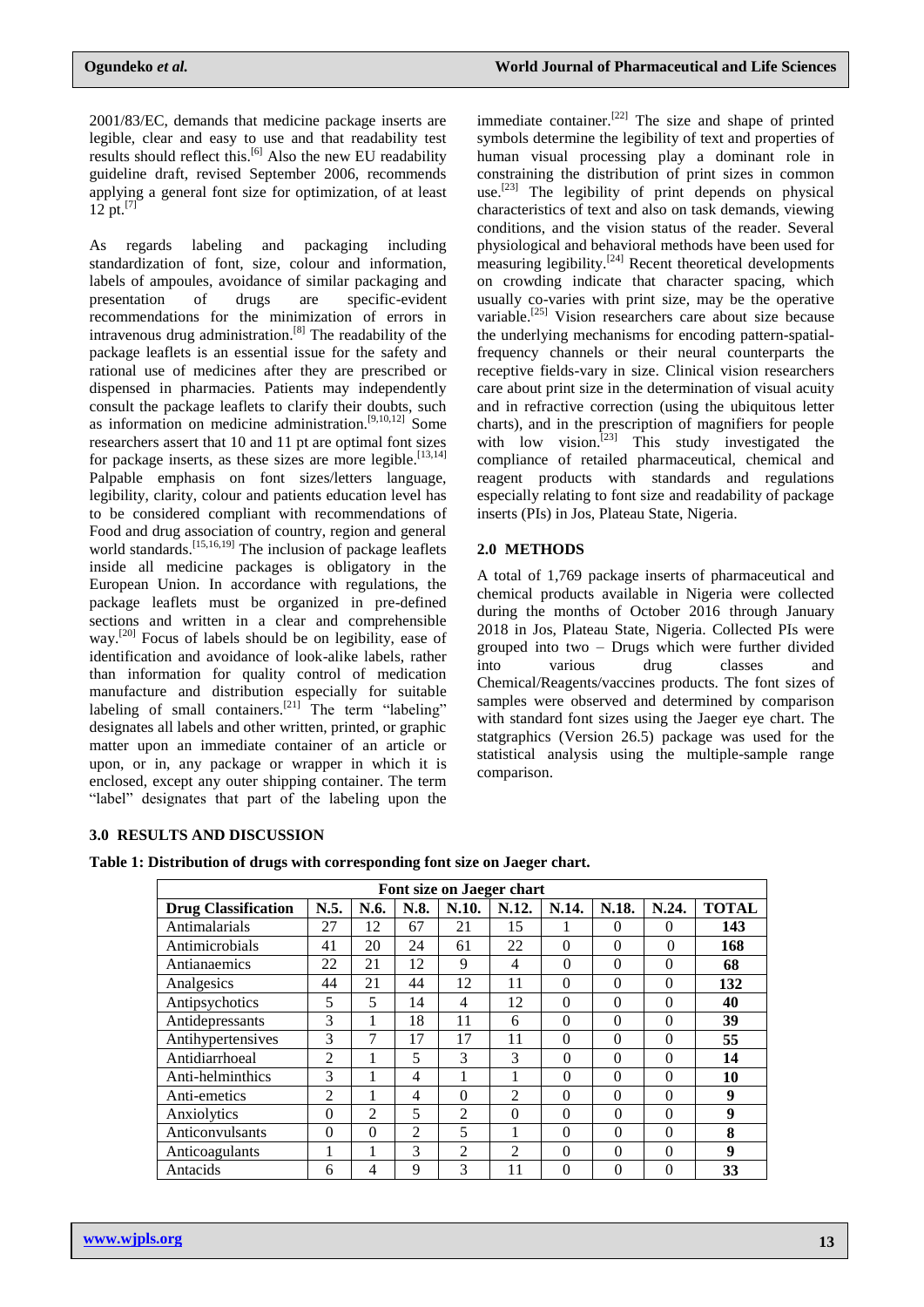2001/83/EC, demands that medicine package inserts are legible, clear and easy to use and that readability test results should reflect this.[6] Also the new EU readability guideline draft, revised September 2006, recommends applying a general font size for optimization, of at least 12 pt.[7]

As regards labeling and packaging including standardization of font, size, colour and information, labels of ampoules, avoidance of similar packaging and presentation of drugs are specific-evident recommendations for the minimization of errors in intravenous drug administration.[8] The readability of the package leaflets is an essential issue for the safety and rational use of medicines after they are prescribed or dispensed in pharmacies. Patients may independently consult the package leaflets to clarify their doubts, such as information on medicine administration.[9,10,12] Some researchers assert that 10 and 11 pt are optimal font sizes for package inserts, as these sizes are more legible.[13,14] Palpable emphasis on font sizes/letters language, legibility, clarity, colour and patients education level has to be considered compliant with recommendations of Food and drug association of country, region and general world standards.[15,16,19] The inclusion of package leaflets inside all medicine packages is obligatory in the European Union. In accordance with regulations, the package leaflets must be organized in pre-defined sections and written in a clear and comprehensible way.[20] Focus of labels should be on legibility, ease of identification and avoidance of look-alike labels, rather than information for quality control of medication manufacture and distribution especially for suitable labeling of small containers.[21] The term "labeling" designates all labels and other written, printed, or graphic matter upon an immediate container of an article or upon, or in, any package or wrapper in which it is enclosed, except any outer shipping container. The term "label" designates that part of the labeling upon the immediate container.[22] The size and shape of printed symbols determine the legibility of text and properties of human visual processing play a dominant role in constraining the distribution of print sizes in common use.[23] The legibility of print depends on physical characteristics of text and also on task demands, viewing conditions, and the vision status of the reader. Several physiological and behavioral methods have been used for measuring legibility.[24] Recent theoretical developments on crowding indicate that character spacing, which usually co-varies with print size, may be the operative variable.[25] Vision researchers care about size because the underlying mechanisms for encoding pattern-spatial-frequency channels or their neural counterparts the receptive fields-vary in size. Clinical vision researchers care about print size in the determination of visual acuity and in refractive correction (using the ubiquitous letter charts), and in the prescription of magnifiers for people with low vision.[23] This study investigated the compliance of retailed pharmaceutical, chemical and reagent products with standards and regulations especially relating to font size and readability of package inserts (PIs) in Jos, Plateau State, Nigeria.

## 2.0 METHODS

A total of 1,769 package inserts of pharmaceutical and chemical products available in Nigeria were collected during the months of October 2016 through January 2018 in Jos, Plateau State, Nigeria. Collected PIs were grouped into two – Drugs which were further divided into various drug classes and Chemical/Reagents/vaccines products. The font sizes of samples were observed and determined by comparison with standard font sizes using the Jaeger eye chart. The statgraphics (Version 26.5) package was used for the statistical analysis using the multiple-sample range comparison.

## 3.0 RESULTS AND DISCUSSION

**Table 1: Distribution of drugs with corresponding font size on Jaeger chart.**

| | Font size on Jaeger chart | | | | | | | | |
|---|---|---|---|---|---|---|---|---|---|
| **Drug Classification** | **N.5.** | **N.6.** | **N.8.** | **N.10.** | **N.12.** | **N.14.** | **N.18.** | **N.24.** | **TOTAL** |
| Antimalarials | 27 | 12 | 67 | 21 | 15 | 1 | 0 | 0 | **143** |
| Antimicrobials | 41 | 20 | 24 | 61 | 22 | 0 | 0 | 0 | **168** |
| Antianaemics | 22 | 21 | 12 | 9 | 4 | 0 | 0 | 0 | **68** |
| Analgesics | 44 | 21 | 44 | 12 | 11 | 0 | 0 | 0 | **132** |
| Antipsychotics | 5 | 5 | 14 | 4 | 12 | 0 | 0 | 0 | **40** |
| Antidepressants | 3 | 1 | 18 | 11 | 6 | 0 | 0 | 0 | **39** |
| Antihypertensives | 3 | 7 | 17 | 17 | 11 | 0 | 0 | 0 | **55** |
| Antidiarrhoeal | 2 | 1 | 5 | 3 | 3 | 0 | 0 | 0 | **14** |
| Anti-helminthics | 3 | 1 | 4 | 1 | 1 | 0 | 0 | 0 | **10** |
| Anti-emetics | 2 | 1 | 4 | 0 | 2 | 0 | 0 | 0 | **9** |
| Anxiolytics | 0 | 2 | 5 | 2 | 0 | 0 | 0 | 0 | **9** |
| Anticonvulsants | 0 | 0 | 2 | 5 | 1 | 0 | 0 | 0 | **8** |
| Anticoagulants | 1 | 1 | 3 | 2 | 2 | 0 | 0 | 0 | **9** |
| Antacids | 6 | 4 | 9 | 3 | 11 | 0 | 0 | 0 | **33** |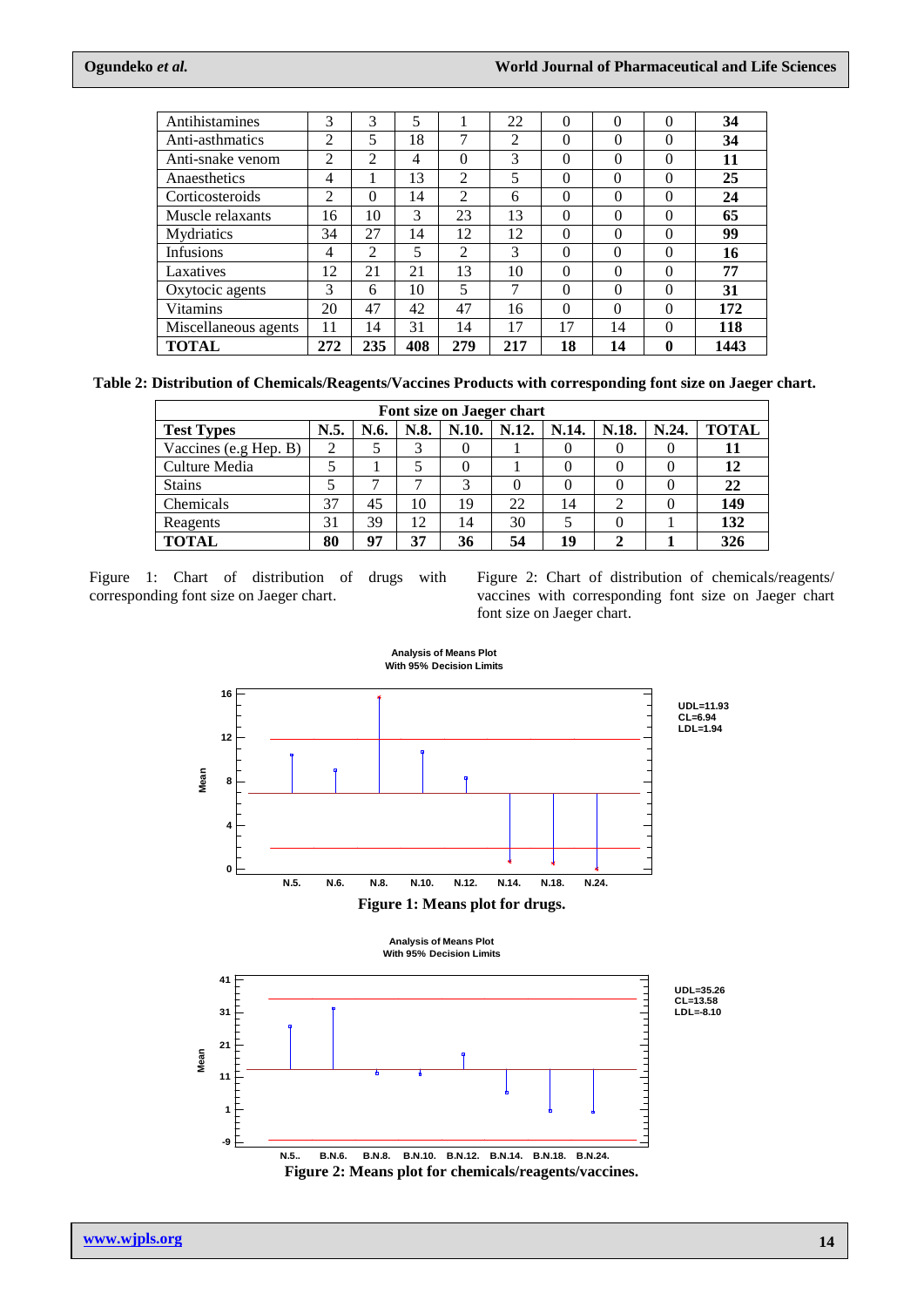| Antihistamines | 3 | 3 | 5 | 1 | 22 | 0 | 0 | 0 | **34** |
|---|---|---|---|---|---|---|---|---|---|
| Anti-asthmatics | 2 | 5 | 18 | 7 | 2 | 0 | 0 | 0 | **34** |
| Anti-snake venom | 2 | 2 | 4 | 0 | 3 | 0 | 0 | 0 | **11** |
| Anaesthetics | 4 | 1 | 13 | 2 | 5 | 0 | 0 | 0 | **25** |
| Corticosteroids | 2 | 0 | 14 | 2 | 6 | 0 | 0 | 0 | **24** |
| Muscle relaxants | 16 | 10 | 3 | 23 | 13 | 0 | 0 | 0 | **65** |
| Mydriatics | 34 | 27 | 14 | 12 | 12 | 0 | 0 | 0 | **99** |
| Infusions | 4 | 2 | 5 | 2 | 3 | 0 | 0 | 0 | **16** |
| Laxatives | 12 | 21 | 21 | 13 | 10 | 0 | 0 | 0 | **77** |
| Oxytocic agents | 3 | 6 | 10 | 5 | 7 | 0 | 0 | 0 | **31** |
| Vitamins | 20 | 47 | 42 | 47 | 16 | 0 | 0 | 0 | **172** |
| Miscellaneous agents | 11 | 14 | 31 | 14 | 17 | 17 | 14 | 0 | **118** |
| **TOTAL** | **272** | **235** | **408** | **279** | **217** | **18** | **14** | **0** | **1443** |

**Table 2: Distribution of Chemicals/Reagents/Vaccines Products with corresponding font size on Jaeger chart.**

| | Font size on Jaeger chart | | | | | | | | |
|---|---|---|---|---|---|---|---|---|---|
| **Test Types** | **N.5.** | **N.6.** | **N.8.** | **N.10.** | **N.12.** | **N.14.** | **N.18.** | **N.24.** | **TOTAL** |
| Vaccines (e.g Hep. B) | 2 | 5 | 3 | 0 | 1 | 0 | 0 | 0 | **11** |
| Culture Media | 5 | 1 | 5 | 0 | 1 | 0 | 0 | 0 | **12** |
| Stains | 5 | 7 | 7 | 3 | 0 | 0 | 0 | 0 | **22** |
| Chemicals | 37 | 45 | 10 | 19 | 22 | 14 | 2 | 0 | **149** |
| Reagents | 31 | 39 | 12 | 14 | 30 | 5 | 0 | 1 | **132** |
| **TOTAL** | **80** | **97** | **37** | **36** | **54** | **19** | **2** | **1** | **326** |

Figure 1: Chart of distribution of drugs with corresponding font size on Jaeger chart.

Figure 2: Chart of distribution of chemicals/reagents/ vaccines with corresponding font size on Jaeger chart font size on Jaeger chart.

**Figure 1: Means plot for drugs.**

**Figure 2: Means plot for chemicals/reagents/vaccines.**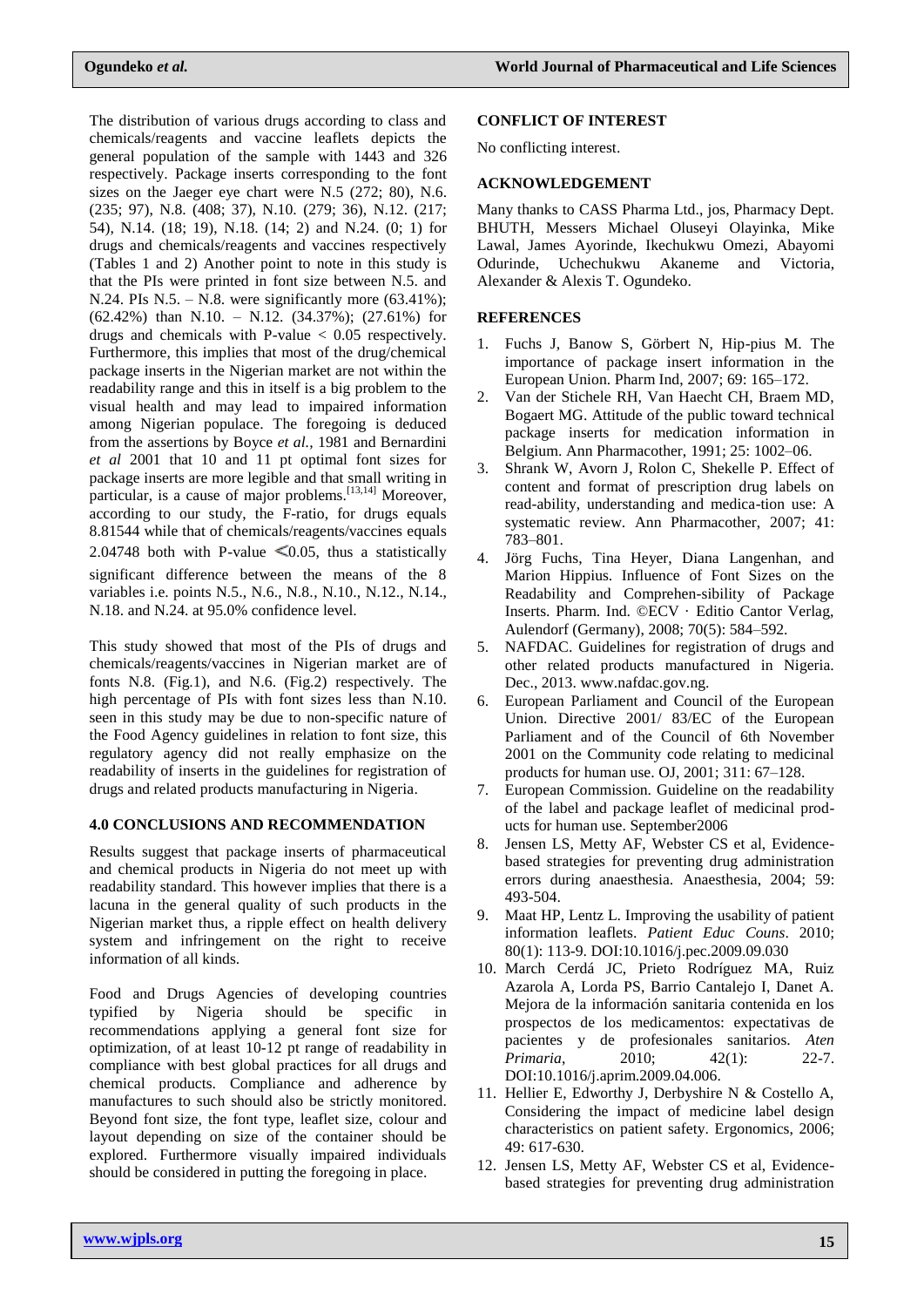The distribution of various drugs according to class and chemicals/reagents and vaccine leaflets depicts the general population of the sample with 1443 and 326 respectively. Package inserts corresponding to the font sizes on the Jaeger eye chart were N.5 (272; 80), N.6. (235; 97), N.8. (408; 37), N.10. (279; 36), N.12. (217; 54), N.14. (18; 19), N.18. (14; 2) and N.24. (0; 1) for drugs and chemicals/reagents and vaccines respectively (Tables 1 and 2) Another point to note in this study is that the PIs were printed in font size between N.5. and N.24. PIs N.5. – N.8. were significantly more (63.41%); (62.42%) than N.10. – N.12. (34.37%); (27.61%) for drugs and chemicals with P-value < 0.05 respectively. Furthermore, this implies that most of the drug/chemical package inserts in the Nigerian market are not within the readability range and this in itself is a big problem to the visual health and may lead to impaired information among Nigerian populace. The foregoing is deduced from the assertions by Boyce *et al.,* 1981 and Bernardini *et al* 2001 that 10 and 11 pt optimal font sizes for package inserts are more legible and that small writing in particular, is a cause of major problems.[13,14] Moreover, according to our study, the F-ratio, for drugs equals 8.81544 while that of chemicals/reagents/vaccines equals 2.04748 both with P-value ≤0.05, thus a statistically significant difference between the means of the 8 variables i.e. points N.5., N.6., N.8., N.10., N.12., N.14., N.18. and N.24. at 95.0% confidence level.

This study showed that most of the PIs of drugs and chemicals/reagents/vaccines in Nigerian market are of fonts N.8. (Fig.1), and N.6. (Fig.2) respectively. The high percentage of PIs with font sizes less than N.10. seen in this study may be due to non-specific nature of the Food Agency guidelines in relation to font size, this regulatory agency did not really emphasize on the readability of inserts in the guidelines for registration of drugs and related products manufacturing in Nigeria.

## 4.0 CONCLUSIONS AND RECOMMENDATION

Results suggest that package inserts of pharmaceutical and chemical products in Nigeria do not meet up with readability standard. This however implies that there is a lacuna in the general quality of such products in the Nigerian market thus, a ripple effect on health delivery system and infringement on the right to receive information of all kinds.

Food and Drugs Agencies of developing countries typified by Nigeria should be specific in recommendations applying a general font size for optimization, of at least 10-12 pt range of readability in compliance with best global practices for all drugs and chemical products. Compliance and adherence by manufactures to such should also be strictly monitored. Beyond font size, the font type, leaflet size, colour and layout depending on size of the container should be explored. Furthermore visually impaired individuals should be considered in putting the foregoing in place.

## CONFLICT OF INTEREST

No conflicting interest.

## ACKNOWLEDGEMENT

Many thanks to CASS Pharma Ltd., jos, Pharmacy Dept. BHUTH, Messers Michael Oluseyi Olayinka, Mike Lawal, James Ayorinde, Ikechukwu Omezi, Abayomi Odurinde, Uchechukwu Akaneme and Victoria, Alexander & Alexis T. Ogundeko.

## REFERENCES

1. Fuchs J, Banow S, Görbert N, Hip-pius M. The importance of package insert information in the European Union. Pharm Ind, 2007; 69: 165–172.
2. Van der Stichele RH, Van Haecht CH, Braem MD, Bogaert MG. Attitude of the public toward technical package inserts for medication information in Belgium. Ann Pharmacother, 1991; 25: 1002–06.
3. Shrank W, Avorn J, Rolon C, Shekelle P. Effect of content and format of prescription drug labels on read-ability, understanding and medica-tion use: A systematic review. Ann Pharmacother, 2007; 41: 783–801.
4. Jörg Fuchs, Tina Heyer, Diana Langenhan, and Marion Hippius. Influence of Font Sizes on the Readability and Comprehen-sibility of Package Inserts. Pharm. Ind. ©ECV · Editio Cantor Verlag, Aulendorf (Germany), 2008; 70(5): 584–592.
5. NAFDAC. Guidelines for registration of drugs and other related products manufactured in Nigeria. Dec., 2013. www.nafdac.gov.ng.
6. European Parliament and Council of the European Union. Directive 2001/ 83/EC of the European Parliament and of the Council of 6th November 2001 on the Community code relating to medicinal products for human use. OJ, 2001; 311: 67–128.
7. European Commission. Guideline on the readability of the label and package leaflet of medicinal prod-ucts for human use. September2006
8. Jensen LS, Metty AF, Webster CS et al, Evidence-based strategies for preventing drug administration errors during anaesthesia. Anaesthesia, 2004; 59: 493-504.
9. Maat HP, Lentz L. Improving the usability of patient information leaflets. *Patient Educ Couns*. 2010; 80(1): 113-9. DOI:10.1016/j.pec.2009.09.030
10. March Cerdá JC, Prieto Rodríguez MA, Ruiz Azarola A, Lorda PS, Barrio Cantalejo I, Danet A. Mejora de la información sanitaria contenida en los prospectos de los medicamentos: expectativas de pacientes y de profesionales sanitarios. *Aten Primaria*, 2010; 42(1): 22-7. DOI:10.1016/j.aprim.2009.04.006.
11. Hellier E, Edworthy J, Derbyshire N & Costello A, Considering the impact of medicine label design characteristics on patient safety. Ergonomics, 2006; 49: 617-630.
12. Jensen LS, Metty AF, Webster CS et al, Evidence-based strategies for preventing drug administration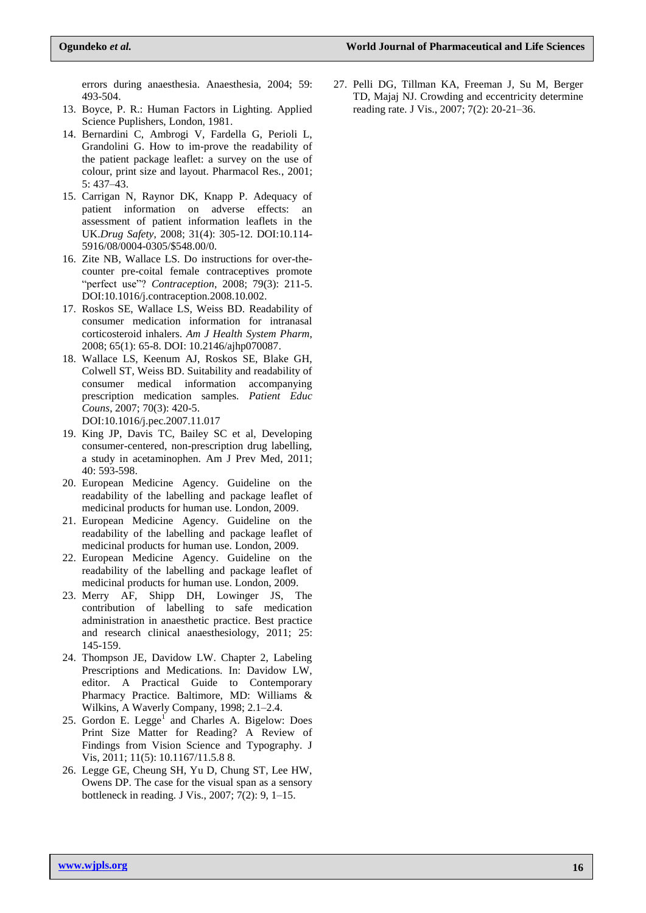errors during anaesthesia. Anaesthesia, 2004; 59: 493-504.

13. Boyce, P. R.: Human Factors in Lighting. Applied Science Puplishers, London, 1981.
14. Bernardini C, Ambrogi V, Fardella G, Perioli L, Grandolini G. How to im-prove the readability of the patient package leaflet: a survey on the use of colour, print size and layout. Pharmacol Res., 2001; 5: 437–43.
15. Carrigan N, Raynor DK, Knapp P. Adequacy of patient information on adverse effects: an assessment of patient information leaflets in the UK.*Drug Safety*, 2008; 31(4): 305-12. DOI:10.114-5916/08/0004-0305/$548.00/0.
16. Zite NB, Wallace LS. Do instructions for over-the-counter pre-coital female contraceptives promote "perfect use"? *Contraception*, 2008; 79(3): 211-5. DOI:10.1016/j.contraception.2008.10.002.
17. Roskos SE, Wallace LS, Weiss BD. Readability of consumer medication information for intranasal corticosteroid inhalers. *Am J Health System Pharm*, 2008; 65(1): 65-8. DOI: 10.2146/ajhp070087.
18. Wallace LS, Keenum AJ, Roskos SE, Blake GH, Colwell ST, Weiss BD. Suitability and readability of consumer medical information accompanying prescription medication samples. *Patient Educ Couns*, 2007; 70(3): 420-5. DOI:10.1016/j.pec.2007.11.017
19. King JP, Davis TC, Bailey SC et al, Developing consumer-centered, non-prescription drug labelling, a study in acetaminophen. Am J Prev Med, 2011; 40: 593-598.
20. European Medicine Agency. Guideline on the readability of the labelling and package leaflet of medicinal products for human use. London, 2009.
21. European Medicine Agency. Guideline on the readability of the labelling and package leaflet of medicinal products for human use. London, 2009.
22. European Medicine Agency. Guideline on the readability of the labelling and package leaflet of medicinal products for human use. London, 2009.
23. Merry AF, Shipp DH, Lowinger JS, The contribution of labelling to safe medication administration in anaesthetic practice. Best practice and research clinical anaesthesiology, 2011; 25: 145-159.
24. Thompson JE, Davidow LW. Chapter 2, Labeling Prescriptions and Medications. In: Davidow LW, editor. A Practical Guide to Contemporary Pharmacy Practice. Baltimore, MD: Williams & Wilkins, A Waverly Company, 1998; 2.1–2.4.
25. Gordon E. Legge[1] and Charles A. Bigelow: Does Print Size Matter for Reading? A Review of Findings from Vision Science and Typography. J Vis, 2011; 11(5): 10.1167/11.5.8 8.
26. Legge GE, Cheung SH, Yu D, Chung ST, Lee HW, Owens DP. The case for the visual span as a sensory bottleneck in reading. J Vis., 2007; 7(2): 9, 1–15.
27. Pelli DG, Tillman KA, Freeman J, Su M, Berger TD, Majaj NJ. Crowding and eccentricity determine reading rate. J Vis., 2007; 7(2): 20-21–36.